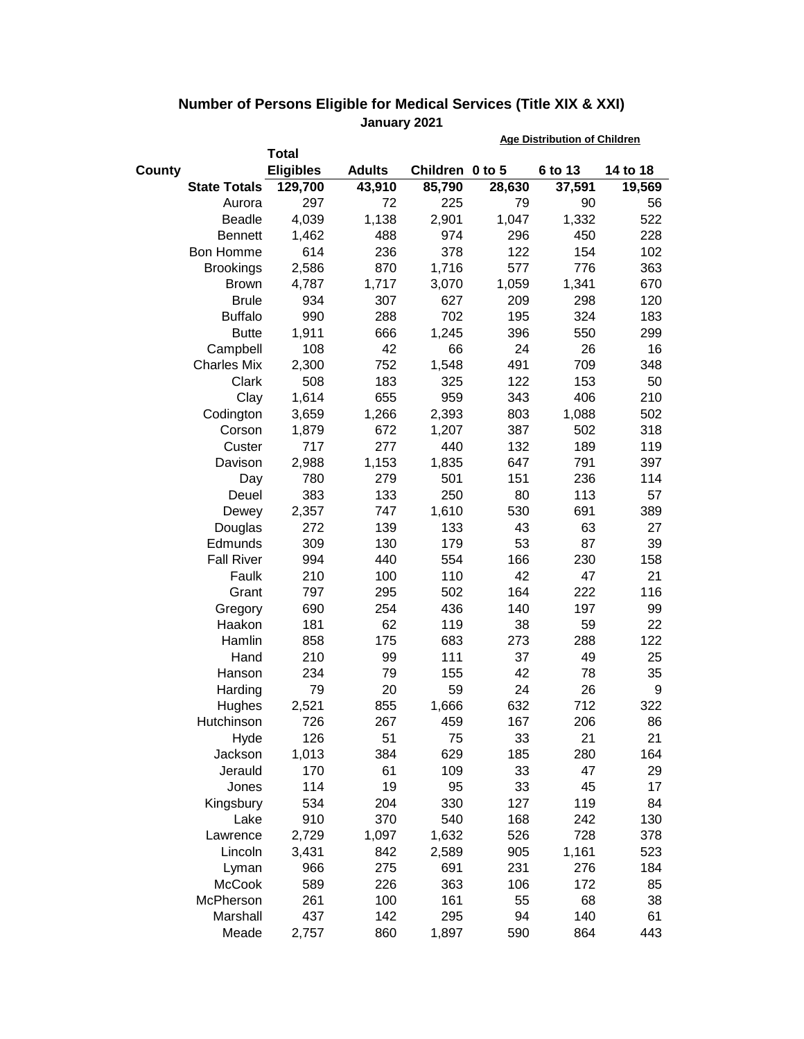## Number of Persons Eligible for Medical Services (Title XIX & XXI)

### January 2021

| County | Total Eligibles | Adults | Children | Age Distribution of Children: 0 to 5 | 6 to 13 | 14 to 18 |
|---|---|---|---|---|---|---|
| **State Totals** | **129,700** | **43,910** | **85,790** | **28,630** | **37,591** | **19,569** |
| Aurora | 297 | 72 | 225 | 79 | 90 | 56 |
| Beadle | 4,039 | 1,138 | 2,901 | 1,047 | 1,332 | 522 |
| Bennett | 1,462 | 488 | 974 | 296 | 450 | 228 |
| Bon Homme | 614 | 236 | 378 | 122 | 154 | 102 |
| Brookings | 2,586 | 870 | 1,716 | 577 | 776 | 363 |
| Brown | 4,787 | 1,717 | 3,070 | 1,059 | 1,341 | 670 |
| Brule | 934 | 307 | 627 | 209 | 298 | 120 |
| Buffalo | 990 | 288 | 702 | 195 | 324 | 183 |
| Butte | 1,911 | 666 | 1,245 | 396 | 550 | 299 |
| Campbell | 108 | 42 | 66 | 24 | 26 | 16 |
| Charles Mix | 2,300 | 752 | 1,548 | 491 | 709 | 348 |
| Clark | 508 | 183 | 325 | 122 | 153 | 50 |
| Clay | 1,614 | 655 | 959 | 343 | 406 | 210 |
| Codington | 3,659 | 1,266 | 2,393 | 803 | 1,088 | 502 |
| Corson | 1,879 | 672 | 1,207 | 387 | 502 | 318 |
| Custer | 717 | 277 | 440 | 132 | 189 | 119 |
| Davison | 2,988 | 1,153 | 1,835 | 647 | 791 | 397 |
| Day | 780 | 279 | 501 | 151 | 236 | 114 |
| Deuel | 383 | 133 | 250 | 80 | 113 | 57 |
| Dewey | 2,357 | 747 | 1,610 | 530 | 691 | 389 |
| Douglas | 272 | 139 | 133 | 43 | 63 | 27 |
| Edmunds | 309 | 130 | 179 | 53 | 87 | 39 |
| Fall River | 994 | 440 | 554 | 166 | 230 | 158 |
| Faulk | 210 | 100 | 110 | 42 | 47 | 21 |
| Grant | 797 | 295 | 502 | 164 | 222 | 116 |
| Gregory | 690 | 254 | 436 | 140 | 197 | 99 |
| Haakon | 181 | 62 | 119 | 38 | 59 | 22 |
| Hamlin | 858 | 175 | 683 | 273 | 288 | 122 |
| Hand | 210 | 99 | 111 | 37 | 49 | 25 |
| Hanson | 234 | 79 | 155 | 42 | 78 | 35 |
| Harding | 79 | 20 | 59 | 24 | 26 | 9 |
| Hughes | 2,521 | 855 | 1,666 | 632 | 712 | 322 |
| Hutchinson | 726 | 267 | 459 | 167 | 206 | 86 |
| Hyde | 126 | 51 | 75 | 33 | 21 | 21 |
| Jackson | 1,013 | 384 | 629 | 185 | 280 | 164 |
| Jerauld | 170 | 61 | 109 | 33 | 47 | 29 |
| Jones | 114 | 19 | 95 | 33 | 45 | 17 |
| Kingsbury | 534 | 204 | 330 | 127 | 119 | 84 |
| Lake | 910 | 370 | 540 | 168 | 242 | 130 |
| Lawrence | 2,729 | 1,097 | 1,632 | 526 | 728 | 378 |
| Lincoln | 3,431 | 842 | 2,589 | 905 | 1,161 | 523 |
| Lyman | 966 | 275 | 691 | 231 | 276 | 184 |
| McCook | 589 | 226 | 363 | 106 | 172 | 85 |
| McPherson | 261 | 100 | 161 | 55 | 68 | 38 |
| Marshall | 437 | 142 | 295 | 94 | 140 | 61 |
| Meade | 2,757 | 860 | 1,897 | 590 | 864 | 443 |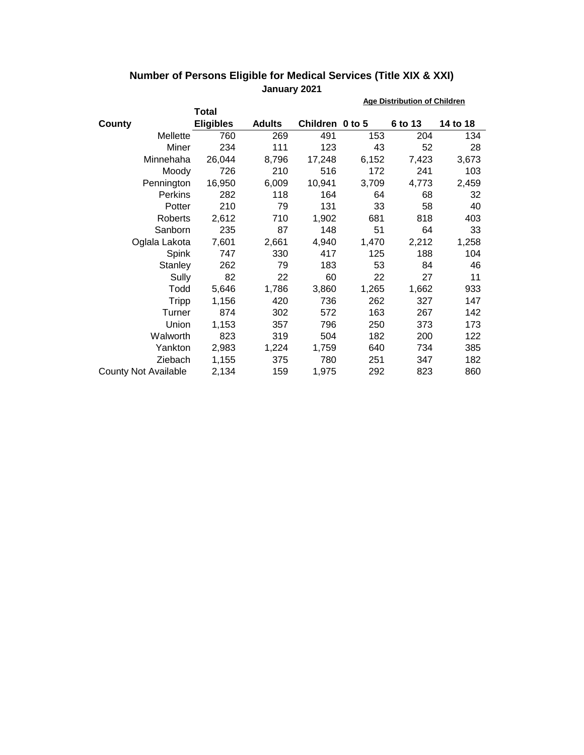**Number of Persons Eligible for Medical Services (Title XIX & XXI)**

**January 2021**

| County | Total Eligibles | Adults | Children | Age Distribution of Children | | |
|---|---|---|---|---|---|---|
| | | | | 0 to 5 | 6 to 13 | 14 to 18 |
| Mellette | 760 | 269 | 491 | 153 | 204 | 134 |
| Miner | 234 | 111 | 123 | 43 | 52 | 28 |
| Minnehaha | 26,044 | 8,796 | 17,248 | 6,152 | 7,423 | 3,673 |
| Moody | 726 | 210 | 516 | 172 | 241 | 103 |
| Pennington | 16,950 | 6,009 | 10,941 | 3,709 | 4,773 | 2,459 |
| Perkins | 282 | 118 | 164 | 64 | 68 | 32 |
| Potter | 210 | 79 | 131 | 33 | 58 | 40 |
| Roberts | 2,612 | 710 | 1,902 | 681 | 818 | 403 |
| Sanborn | 235 | 87 | 148 | 51 | 64 | 33 |
| Oglala Lakota | 7,601 | 2,661 | 4,940 | 1,470 | 2,212 | 1,258 |
| Spink | 747 | 330 | 417 | 125 | 188 | 104 |
| Stanley | 262 | 79 | 183 | 53 | 84 | 46 |
| Sully | 82 | 22 | 60 | 22 | 27 | 11 |
| Todd | 5,646 | 1,786 | 3,860 | 1,265 | 1,662 | 933 |
| Tripp | 1,156 | 420 | 736 | 262 | 327 | 147 |
| Turner | 874 | 302 | 572 | 163 | 267 | 142 |
| Union | 1,153 | 357 | 796 | 250 | 373 | 173 |
| Walworth | 823 | 319 | 504 | 182 | 200 | 122 |
| Yankton | 2,983 | 1,224 | 1,759 | 640 | 734 | 385 |
| Ziebach | 1,155 | 375 | 780 | 251 | 347 | 182 |
| County Not Available | 2,134 | 159 | 1,975 | 292 | 823 | 860 |